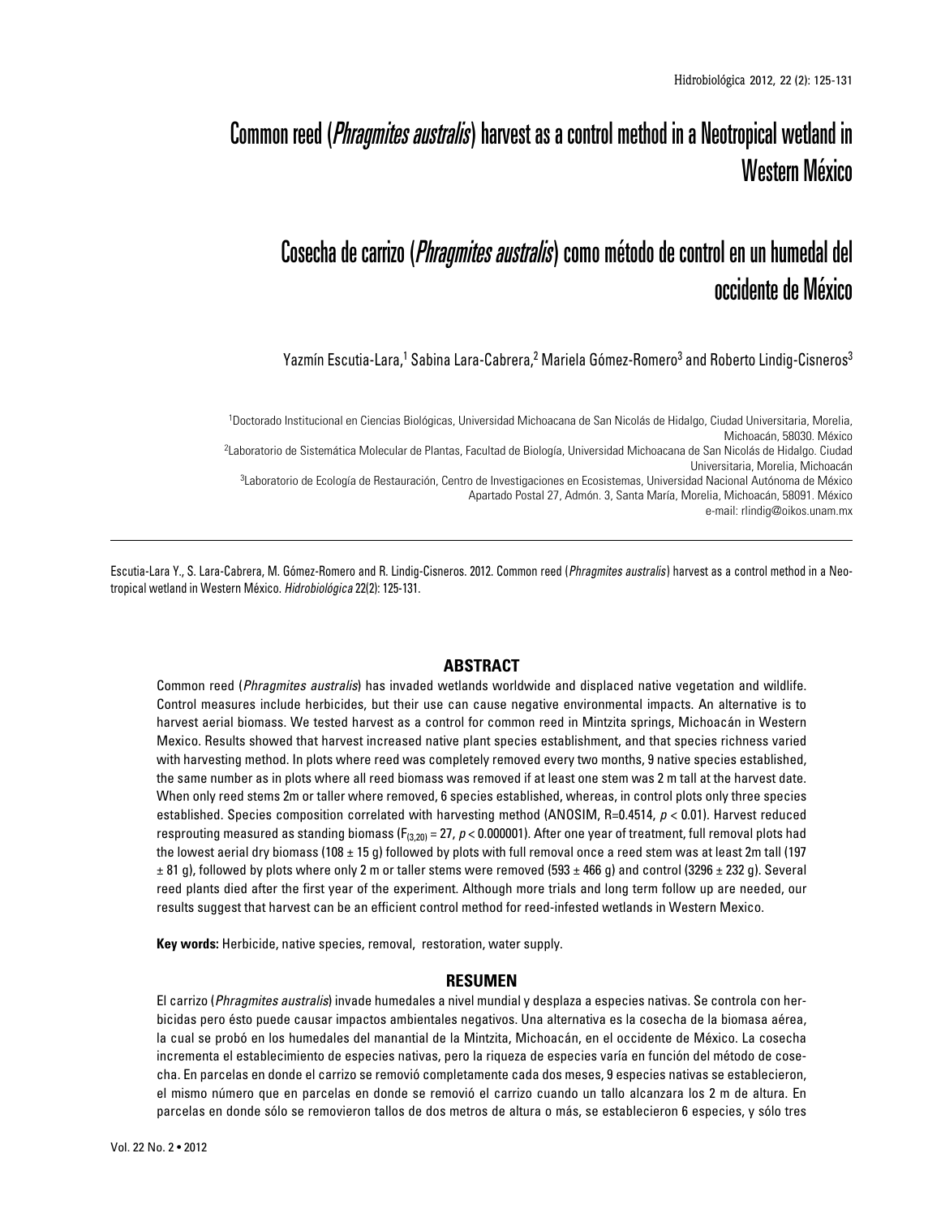# Common reed (*Phragmites australis*) harvest as a control method in a Neotropical wetland in Western México

# Cosecha de carrizo (*Phragmites australis*) como método de control en un humedal del occidente de México

Yazmín Escutia-Lara,[1] Sabina Lara-Cabrera,[2] Mariela Gómez-Romero[3] and Roberto Lindig-Cisneros[3]

[1]Doctorado Institucional en Ciencias Biológicas, Universidad Michoacana de San Nicolás de Hidalgo, Ciudad Universitaria, Morelia, Michoacán, 58030. México

[2]Laboratorio de Sistemática Molecular de Plantas, Facultad de Biología, Universidad Michoacana de San Nicolás de Hidalgo. Ciudad Universitaria, Morelia, Michoacán

[3]Laboratorio de Ecología de Restauración, Centro de Investigaciones en Ecosistemas, Universidad Nacional Autónoma de México Apartado Postal 27, Admón. 3, Santa María, Morelia, Michoacán, 58091. México

e-mail: rlindig@oikos.unam.mx

---

Escutia-Lara Y., S. Lara-Cabrera, M. Gómez-Romero and R. Lindig-Cisneros. 2012. Common reed (*Phragmites australis*) harvest as a control method in a Neotropical wetland in Western México. *Hidrobiológica* 22(2): 125-131.

## ABSTRACT

Common reed (*Phragmites australis*) has invaded wetlands worldwide and displaced native vegetation and wildlife. Control measures include herbicides, but their use can cause negative environmental impacts. An alternative is to harvest aerial biomass. We tested harvest as a control for common reed in Mintzita springs, Michoacán in Western Mexico. Results showed that harvest increased native plant species establishment, and that species richness varied with harvesting method. In plots where reed was completely removed every two months, 9 native species established, the same number as in plots where all reed biomass was removed if at least one stem was 2 m tall at the harvest date. When only reed stems 2m or taller where removed, 6 species established, whereas, in control plots only three species established. Species composition correlated with harvesting method (ANOSIM, R=0.4514, $p < 0.01$). Harvest reduced resprouting measured as standing biomass ($F_{(3,20)} = 27$, $p < 0.000001$). After one year of treatment, full removal plots had the lowest aerial dry biomass (108 ± 15 g) followed by plots with full removal once a reed stem was at least 2m tall (197 ± 81 g), followed by plots where only 2 m or taller stems were removed (593 ± 466 g) and control (3296 ± 232 g). Several reed plants died after the first year of the experiment. Although more trials and long term follow up are needed, our results suggest that harvest can be an efficient control method for reed-infested wetlands in Western Mexico.

**Key words:** Herbicide, native species, removal, restoration, water supply.

## RESUMEN

El carrizo (*Phragmites australis*) invade humedales a nivel mundial y desplaza a especies nativas. Se controla con herbicidas pero ésto puede causar impactos ambientales negativos. Una alternativa es la cosecha de la biomasa aérea, la cual se probó en los humedales del manantial de la Mintzita, Michoacán, en el occidente de México. La cosecha incrementa el establecimiento de especies nativas, pero la riqueza de especies varía en función del método de cosecha. En parcelas en donde el carrizo se removió completamente cada dos meses, 9 especies nativas se establecieron, el mismo número que en parcelas en donde se removió el carrizo cuando un tallo alcanzara los 2 m de altura. En parcelas en donde sólo se removieron tallos de dos metros de altura o más, se establecieron 6 especies, y sólo tres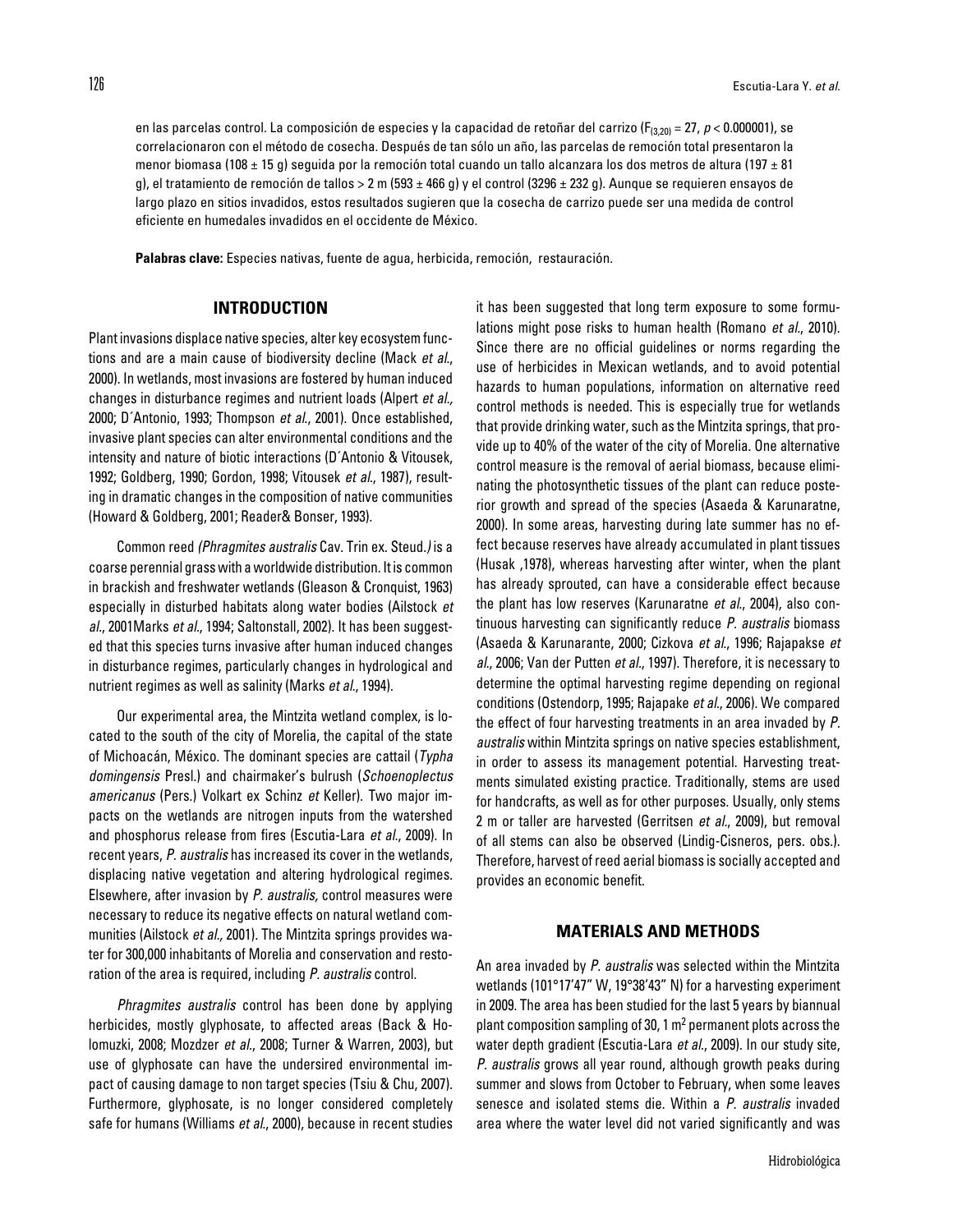en las parcelas control. La composición de especies y la capacidad de retoñar del carrizo ($F_{(3,20)} = 27$, $p < 0.000001$), se correlacionaron con el método de cosecha. Después de tan sólo un año, las parcelas de remoción total presentaron la menor biomasa (108 ± 15 g) seguida por la remoción total cuando un tallo alcanzara los dos metros de altura (197 ± 81 g), el tratamiento de remoción de tallos > 2 m (593 ± 466 g) y el control (3296 ± 232 g). Aunque se requieren ensayos de largo plazo en sitios invadidos, estos resultados sugieren que la cosecha de carrizo puede ser una medida de control eficiente en humedales invadidos en el occidente de México.

**Palabras clave:** Especies nativas, fuente de agua, herbicida, remoción, restauración.

## INTRODUCTION

Plant invasions displace native species, alter key ecosystem functions and are a main cause of biodiversity decline (Mack *et al.*, 2000). In wetlands, most invasions are fostered by human induced changes in disturbance regimes and nutrient loads (Alpert *et al.,* 2000; D´Antonio, 1993; Thompson *et al.*, 2001). Once established, invasive plant species can alter environmental conditions and the intensity and nature of biotic interactions (D´Antonio & Vitousek, 1992; Goldberg, 1990; Gordon, 1998; Vitousek *et al.*, 1987), resulting in dramatic changes in the composition of native communities (Howard & Goldberg, 2001; Reader& Bonser, 1993).

Common reed *(Phragmites australis* Cav. Trin ex. Steud.*)* is a coarse perennial grass with a worldwide distribution. It is common in brackish and freshwater wetlands (Gleason & Cronquist, 1963) especially in disturbed habitats along water bodies (Ailstock *et al.*, 2001Marks *et al.*, 1994; Saltonstall, 2002). It has been suggested that this species turns invasive after human induced changes in disturbance regimes, particularly changes in hydrological and nutrient regimes as well as salinity (Marks *et al.*, 1994).

Our experimental area, the Mintzita wetland complex, is located to the south of the city of Morelia, the capital of the state of Michoacán, México. The dominant species are cattail (*Typha domingensis* Presl.) and chairmaker's bulrush (*Schoenoplectus americanus* (Pers.) Volkart ex Schinz *et* Keller). Two major impacts on the wetlands are nitrogen inputs from the watershed and phosphorus release from fires (Escutia-Lara *et al.*, 2009). In recent years, *P. australis* has increased its cover in the wetlands, displacing native vegetation and altering hydrological regimes. Elsewhere, after invasion by *P. australis,* control measures were necessary to reduce its negative effects on natural wetland communities (Ailstock *et al.,* 2001). The Mintzita springs provides water for 300,000 inhabitants of Morelia and conservation and restoration of the area is required, including *P. australis* control.

*Phragmites australis* control has been done by applying herbicides, mostly glyphosate, to affected areas (Back & Holomuzki, 2008; Mozdzer *et al.*, 2008; Turner & Warren, 2003), but use of glyphosate can have the undersired environmental impact of causing damage to non target species (Tsiu & Chu, 2007). Furthermore, glyphosate, is no longer considered completely safe for humans (Williams *et al.*, 2000), because in recent studies it has been suggested that long term exposure to some formulations might pose risks to human health (Romano *et al.*, 2010). Since there are no official guidelines or norms regarding the use of herbicides in Mexican wetlands, and to avoid potential hazards to human populations, information on alternative reed control methods is needed. This is especially true for wetlands that provide drinking water, such as the Mintzita springs, that provide up to 40% of the water of the city of Morelia. One alternative control measure is the removal of aerial biomass, because eliminating the photosynthetic tissues of the plant can reduce posterior growth and spread of the species (Asaeda & Karunaratne, 2000). In some areas, harvesting during late summer has no effect because reserves have already accumulated in plant tissues (Husak ,1978), whereas harvesting after winter, when the plant has already sprouted, can have a considerable effect because the plant has low reserves (Karunaratne *et al.*, 2004), also continuous harvesting can significantly reduce *P. australis* biomass (Asaeda & Karunarante, 2000; Cizkova *et al.*, 1996; Rajapakse *et al.*, 2006; Van der Putten *et al.*, 1997). Therefore, it is necessary to determine the optimal harvesting regime depending on regional conditions (Ostendorp, 1995; Rajapake *et al.*, 2006). We compared the effect of four harvesting treatments in an area invaded by *P. australis* within Mintzita springs on native species establishment, in order to assess its management potential. Harvesting treatments simulated existing practice. Traditionally, stems are used for handcrafts, as well as for other purposes. Usually, only stems 2 m or taller are harvested (Gerritsen *et al.*, 2009), but removal of all stems can also be observed (Lindig-Cisneros, pers. obs.). Therefore, harvest of reed aerial biomass is socially accepted and provides an economic benefit.

## MATERIALS AND METHODS

An area invaded by *P. australis* was selected within the Mintzita wetlands (101°17'47" W, 19°38'43" N) for a harvesting experiment in 2009. The area has been studied for the last 5 years by biannual plant composition sampling of 30, 1 m$^2$ permanent plots across the water depth gradient (Escutia-Lara *et al.*, 2009). In our study site, *P. australis* grows all year round, although growth peaks during summer and slows from October to February, when some leaves senesce and isolated stems die. Within a *P. australis* invaded area where the water level did not varied significantly and was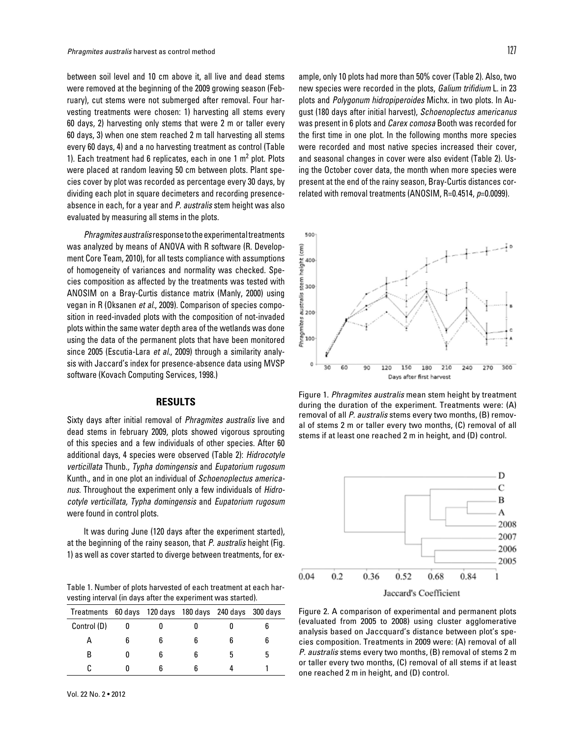between soil level and 10 cm above it, all live and dead stems were removed at the beginning of the 2009 growing season (February), cut stems were not submerged after removal. Four harvesting treatments were chosen: 1) harvesting all stems every 60 days, 2) harvesting only stems that were 2 m or taller every 60 days, 3) when one stem reached 2 m tall harvesting all stems every 60 days, 4) and a no harvesting treatment as control (Table 1). Each treatment had 6 replicates, each in one 1 $m^2$ plot. Plots were placed at random leaving 50 cm between plots. Plant species cover by plot was recorded as percentage every 30 days, by dividing each plot in square decimeters and recording presence-absence in each, for a year and *P. australis* stem height was also evaluated by measuring all stems in the plots.

*Phragmites australis* response to the experimental treatments was analyzed by means of ANOVA with R software (R. Development Core Team, 2010), for all tests compliance with assumptions of homogeneity of variances and normality was checked. Species composition as affected by the treatments was tested with ANOSIM on a Bray-Curtis distance matrix (Manly, 2000) using vegan in R (Oksanen *et al*., 2009). Comparison of species composition in reed-invaded plots with the composition of not-invaded plots within the same water depth area of the wetlands was done using the data of the permanent plots that have been monitored since 2005 (Escutia-Lara *et al*., 2009) through a similarity analysis with Jaccard's index for presence-absence data using MVSP software (Kovach Computing Services, 1998.)

## RESULTS

Sixty days after initial removal of *Phragmites australis* live and dead stems in february 2009, plots showed vigorous sprouting of this species and a few individuals of other species. After 60 additional days, 4 species were observed (Table 2): *Hidrocotyle verticillata* Thunb., *Typha domingensis* and *Eupatorium rugosum* Kunth., and in one plot an individual of *Schoenoplectus americanus.* Throughout the experiment only a few individuals of *Hidrocotyle verticillata, Typha domingensis* and *Eupatorium rugosum* were found in control plots.

It was during June (120 days after the experiment started), at the beginning of the rainy season, that *P. australis* height (Fig. 1) as well as cover started to diverge between treatments, for example, only 10 plots had more than 50% cover (Table 2). Also, two new species were recorded in the plots, *Galium trifidium* L. in 23 plots and *Polygonum hidropiperoides* Michx. in two plots. In August (180 days after initial harvest), *Schoenoplectus americanus* was present in 6 plots and *Carex comosa* Booth was recorded for the first time in one plot. In the following months more species were recorded and most native species increased their cover, and seasonal changes in cover were also evident (Table 2). Using the October cover data, the month when more species were present at the end of the rainy season, Bray-Curtis distances correlated with removal treatments (ANOSIM, R=0.4514, *p*=0.0099).

Table 1. Number of plots harvested of each treatment at each harvesting interval (in days after the experiment was started).

| Treatments | 60 days | 120 days | 180 days | 240 days | 300 days |
|---|---|---|---|---|---|
| Control (D) | 0 | 0 | 0 | 0 | 6 |
| A | 6 | 6 | 6 | 6 | 6 |
| B | 0 | 6 | 6 | 5 | 5 |
| C | 0 | 6 | 6 | 4 | 1 |

Figure 1. *Phragmites australis* mean stem height by treatment during the duration of the experiment. Treatments were: (A) removal of all *P. australis* stems every two months, (B) removal of stems 2 m or taller every two months, (C) removal of all stems if at least one reached 2 m in height, and (D) control.

Figure 2. A comparison of experimental and permanent plots (evaluated from 2005 to 2008) using cluster agglomerative analysis based on Jaccquard's distance between plot's species composition. Treatments in 2009 were: (A) removal of all *P. australis* stems every two months, (B) removal of stems 2 m or taller every two months, (C) removal of all stems if at least one reached 2 m in height, and (D) control.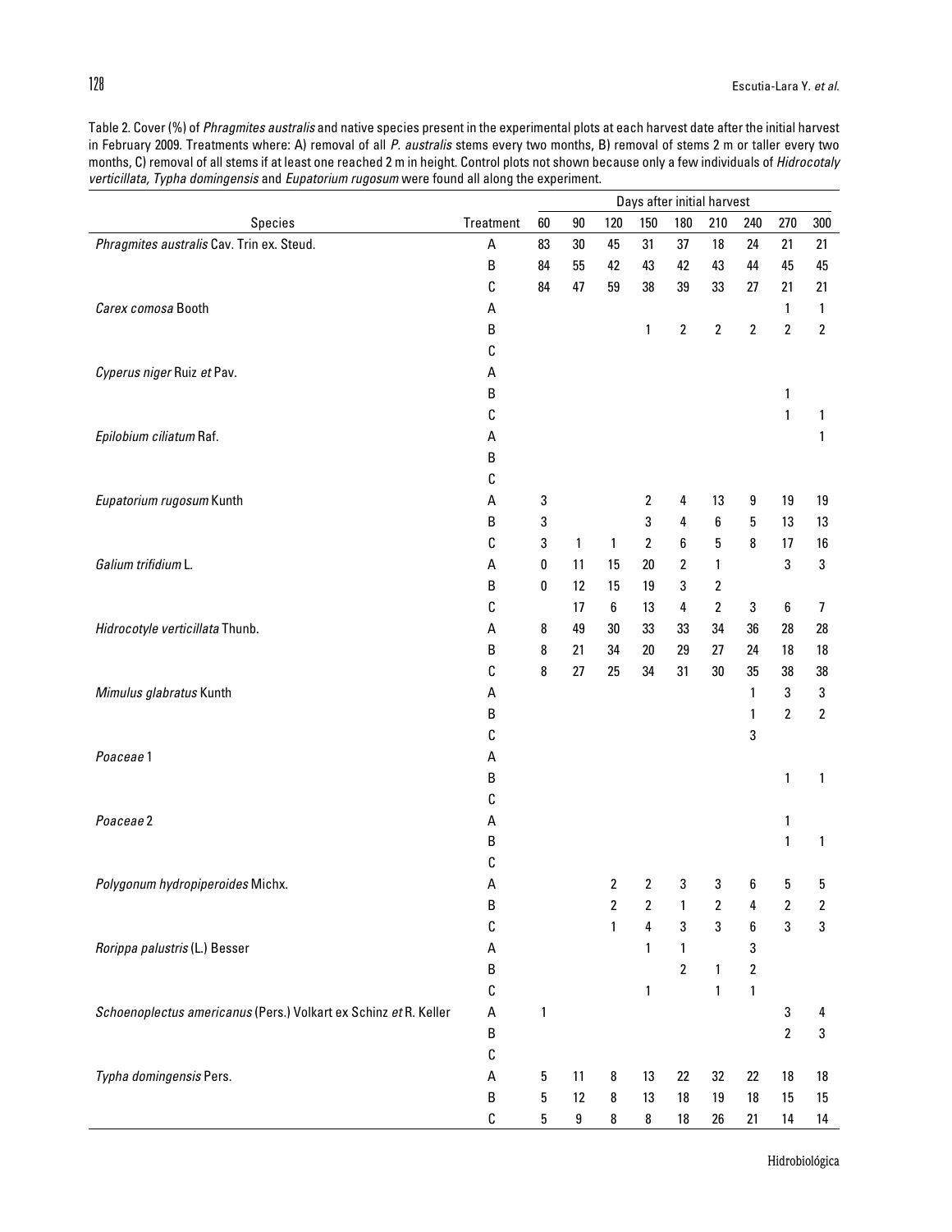Table 2. Cover (%) of *Phragmites australis* and native species present in the experimental plots at each harvest date after the initial harvest in February 2009. Treatments where: A) removal of all *P. australis* stems every two months, B) removal of stems 2 m or taller every two months, C) removal of all stems if at least one reached 2 m in height. Control plots not shown because only a few individuals of *Hidrocotaly verticillata, Typha domingensis* and *Eupatorium rugosum* were found all along the experiment.

| | | Days after initial harvest | | | | | | | | |
|---|---|---|---|---|---|---|---|---|---|---|
| Species | Treatment | 60 | 90 | 120 | 150 | 180 | 210 | 240 | 270 | 300 |
| *Phragmites australis* Cav. Trin ex. Steud. | A | 83 | 30 | 45 | 31 | 37 | 18 | 24 | 21 | 21 |
| | B | 84 | 55 | 42 | 43 | 42 | 43 | 44 | 45 | 45 |
| | C | 84 | 47 | 59 | 38 | 39 | 33 | 27 | 21 | 21 |
| *Carex comosa* Booth | A | | | | | | | | 1 | 1 |
| | B | | | | 1 | 2 | 2 | 2 | 2 | 2 |
| | C | | | | | | | | | |
| *Cyperus niger* Ruiz *et* Pav. | A | | | | | | | | | |
| | B | | | | | | | | 1 | |
| | C | | | | | | | | 1 | 1 |
| *Epilobium ciliatum* Raf. | A | | | | | | | | | 1 |
| | B | | | | | | | | | |
| | C | | | | | | | | | |
| *Eupatorium rugosum* Kunth | A | 3 | | | 2 | 4 | 13 | 9 | 19 | 19 |
| | B | 3 | | | 3 | 4 | 6 | 5 | 13 | 13 |
| | C | 3 | 1 | 1 | 2 | 6 | 5 | 8 | 17 | 16 |
| *Galium trifidium* L. | A | 0 | 11 | 15 | 20 | 2 | 1 | | 3 | 3 |
| | B | 0 | 12 | 15 | 19 | 3 | 2 | | | |
| | C | | 17 | 6 | 13 | 4 | 2 | 3 | 6 | 7 |
| *Hidrocotyle verticillata* Thunb. | A | 8 | 49 | 30 | 33 | 33 | 34 | 36 | 28 | 28 |
| | B | 8 | 21 | 34 | 20 | 29 | 27 | 24 | 18 | 18 |
| | C | 8 | 27 | 25 | 34 | 31 | 30 | 35 | 38 | 38 |
| *Mimulus glabratus* Kunth | A | | | | | | | 1 | 3 | 3 |
| | B | | | | | | | 1 | 2 | 2 |
| | C | | | | | | | 3 | | |
| *Poaceae* 1 | A | | | | | | | | | |
| | B | | | | | | | | 1 | 1 |
| | C | | | | | | | | | |
| *Poaceae* 2 | A | | | | | | | | 1 | |
| | B | | | | | | | | 1 | 1 |
| | C | | | | | | | | | |
| *Polygonum hydropiperoides* Michx. | A | | | 2 | 2 | 3 | 3 | 6 | 5 | 5 |
| | B | | | 2 | 2 | 1 | 2 | 4 | 2 | 2 |
| | C | | | 1 | 4 | 3 | 3 | 6 | 3 | 3 |
| *Rorippa palustris* (L.) Besser | A | | | | 1 | 1 | | 3 | | |
| | B | | | | | 2 | 1 | 2 | | |
| | C | | | | 1 | | 1 | 1 | | |
| *Schoenoplectus americanus* (Pers.) Volkart ex Schinz *et* R. Keller | A | 1 | | | | | | | 3 | 4 |
| | B | | | | | | | | 2 | 3 |
| | C | | | | | | | | | |
| *Typha domingensis* Pers. | A | 5 | 11 | 8 | 13 | 22 | 32 | 22 | 18 | 18 |
| | B | 5 | 12 | 8 | 13 | 18 | 19 | 18 | 15 | 15 |
| | C | 5 | 9 | 8 | 8 | 18 | 26 | 21 | 14 | 14 |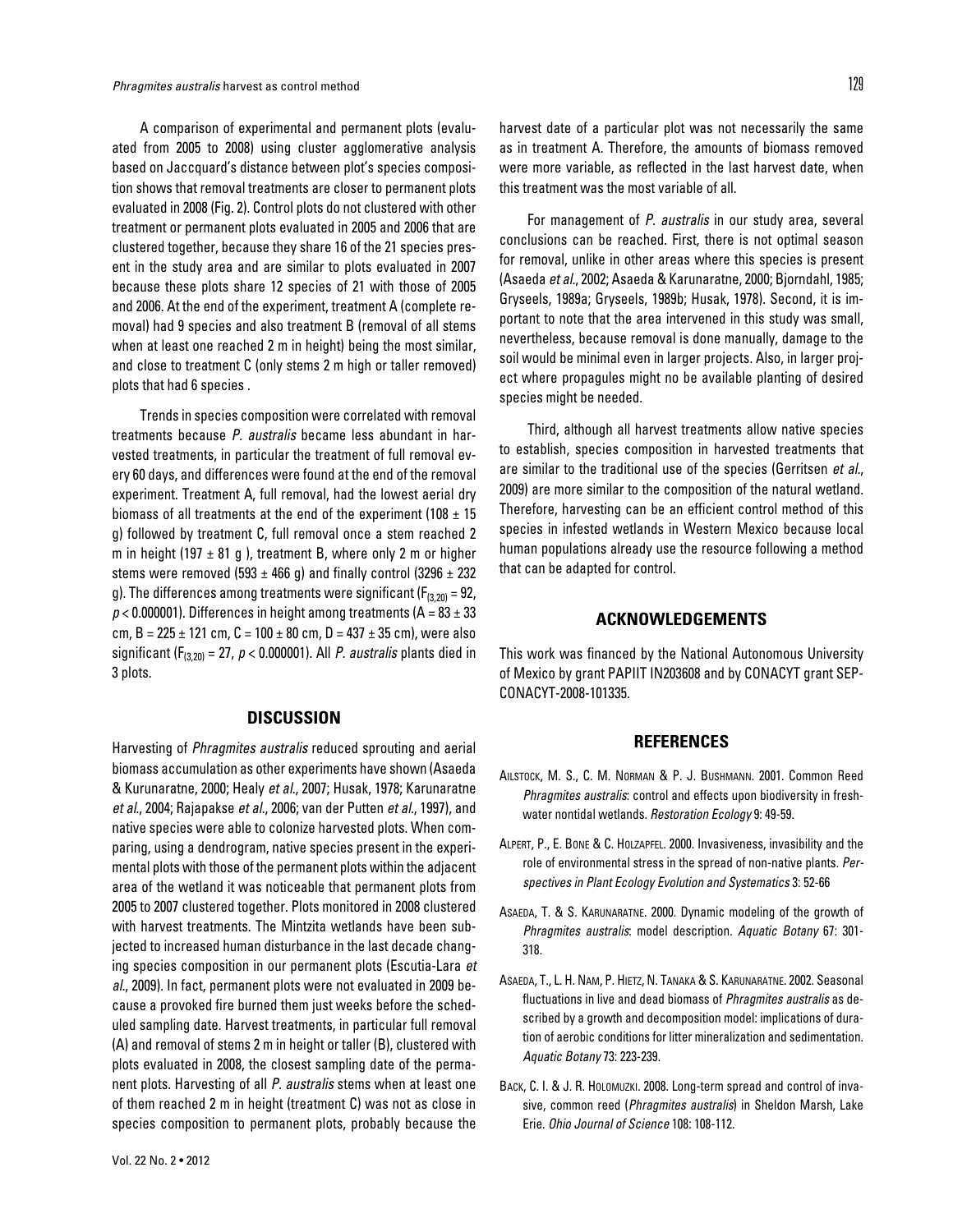A comparison of experimental and permanent plots (evaluated from 2005 to 2008) using cluster agglomerative analysis based on Jaccquard's distance between plot's species composition shows that removal treatments are closer to permanent plots evaluated in 2008 (Fig. 2). Control plots do not clustered with other treatment or permanent plots evaluated in 2005 and 2006 that are clustered together, because they share 16 of the 21 species present in the study area and are similar to plots evaluated in 2007 because these plots share 12 species of 21 with those of 2005 and 2006. At the end of the experiment, treatment A (complete removal) had 9 species and also treatment B (removal of all stems when at least one reached 2 m in height) being the most similar, and close to treatment C (only stems 2 m high or taller removed) plots that had 6 species .

Trends in species composition were correlated with removal treatments because *P. australis* became less abundant in harvested treatments, in particular the treatment of full removal every 60 days, and differences were found at the end of the removal experiment. Treatment A, full removal, had the lowest aerial dry biomass of all treatments at the end of the experiment (108 ± 15 g) followed by treatment C, full removal once a stem reached 2 m in height (197 ± 81 g ), treatment B, where only 2 m or higher stems were removed (593 ± 466 g) and finally control (3296 ± 232 g). The differences among treatments were significant ($F_{(3,20)} = 92$, $p < 0.000001$). Differences in height among treatments (A = 83 ± 33 cm, B = 225 ± 121 cm, C = 100 ± 80 cm, D = 437 ± 35 cm), were also significant ($F_{(3,20)} = 27$, $p < 0.000001$). All *P. australis* plants died in 3 plots.

## DISCUSSION

Harvesting of *Phragmites australis* reduced sprouting and aerial biomass accumulation as other experiments have shown (Asaeda & Kurunaratne, 2000; Healy *et al*., 2007; Husak, 1978; Karunaratne *et al*., 2004; Rajapakse *et al*., 2006; van der Putten *et al*., 1997), and native species were able to colonize harvested plots. When comparing, using a dendrogram, native species present in the experimental plots with those of the permanent plots within the adjacent area of the wetland it was noticeable that permanent plots from 2005 to 2007 clustered together. Plots monitored in 2008 clustered with harvest treatments. The Mintzita wetlands have been subjected to increased human disturbance in the last decade changing species composition in our permanent plots (Escutia-Lara *et al*., 2009). In fact, permanent plots were not evaluated in 2009 because a provoked fire burned them just weeks before the scheduled sampling date. Harvest treatments, in particular full removal (A) and removal of stems 2 m in height or taller (B), clustered with plots evaluated in 2008, the closest sampling date of the permanent plots. Harvesting of all *P. australis* stems when at least one of them reached 2 m in height (treatment C) was not as close in species composition to permanent plots, probably because the harvest date of a particular plot was not necessarily the same as in treatment A. Therefore, the amounts of biomass removed were more variable, as reflected in the last harvest date, when this treatment was the most variable of all.

For management of *P. australis* in our study area, several conclusions can be reached. First, there is not optimal season for removal, unlike in other areas where this species is present (Asaeda *et al*., 2002; Asaeda & Karunaratne, 2000; Bjorndahl, 1985; Gryseels, 1989a; Gryseels, 1989b; Husak, 1978). Second, it is important to note that the area intervened in this study was small, nevertheless, because removal is done manually, damage to the soil would be minimal even in larger projects. Also, in larger project where propagules might no be available planting of desired species might be needed.

Third, although all harvest treatments allow native species to establish, species composition in harvested treatments that are similar to the traditional use of the species (Gerritsen *et al*., 2009) are more similar to the composition of the natural wetland. Therefore, harvesting can be an efficient control method of this species in infested wetlands in Western Mexico because local human populations already use the resource following a method that can be adapted for control.

## ACKNOWLEDGEMENTS

This work was financed by the National Autonomous University of Mexico by grant PAPIIT IN203608 and by CONACYT grant SEP-CONACYT-2008-101335.

## REFERENCES

Ailstock, M. S., C. M. Norman & P. J. Bushmann. 2001. Common Reed *Phragmites australis*: control and effects upon biodiversity in freshwater nontidal wetlands. *Restoration Ecology* 9: 49-59.

Alpert, P., E. Bone & C. Holzapfel. 2000. Invasiveness, invasibility and the role of environmental stress in the spread of non-native plants. *Perspectives in Plant Ecology Evolution and Systematics* 3: 52-66

Asaeda, T. & S. Karunaratne. 2000. Dynamic modeling of the growth of *Phragmites australis*: model description. *Aquatic Botany* 67: 301-318.

Asaeda, T., L. H. Nam, P. Hietz, N. Tanaka & S. Karunaratne. 2002. Seasonal fluctuations in live and dead biomass of *Phragmites australis* as described by a growth and decomposition model: implications of duration of aerobic conditions for litter mineralization and sedimentation. *Aquatic Botany* 73: 223-239.

Back, C. I. & J. R. Holomuzki. 2008. Long-term spread and control of invasive, common reed (*Phragmites australis*) in Sheldon Marsh, Lake Erie. *Ohio Journal of Science* 108: 108-112.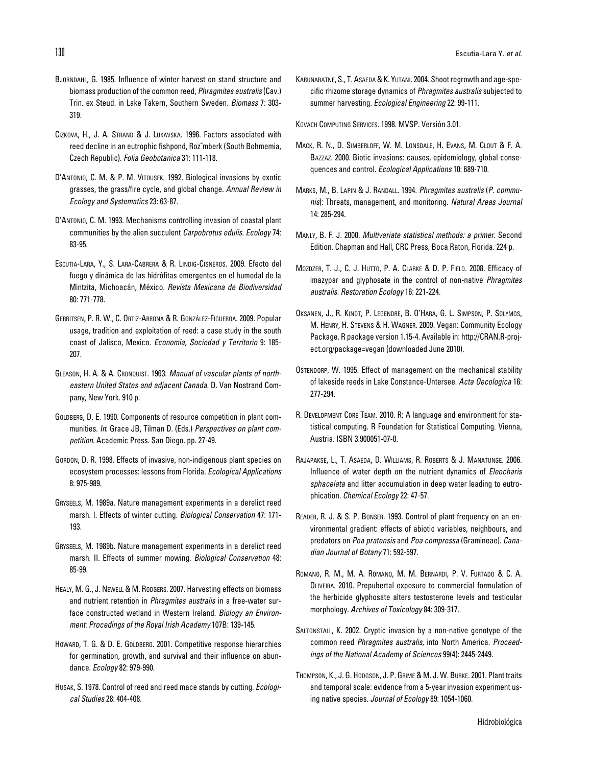Bjorndahl, G. 1985. Influence of winter harvest on stand structure and biomass production of the common reed, *Phragmites australis* (Cav.) Trin. ex Steud. in Lake Takern, Southern Sweden. *Biomass* 7: 303-319.

Cizkova, H., J. A. Strand & J. Lukavska. 1996. Factors associated with reed decline in an eutrophic fishpond, Roz˘mberk (South Bohmemia, Czech Republic). *Folia Geobotanica* 31: 111-118.

D'Antonio, C. M. & P. M. Vitousek. 1992. Biological invasions by exotic grasses, the grass/fire cycle, and global change. *Annual Review in Ecology and Systematics* 23: 63-87.

D'Antonio, C. M. 1993. Mechanisms controlling invasion of coastal plant communities by the alien succulent *Carpobrotus edulis*. *Ecology* 74: 83-95.

Escutia-Lara, Y., S. Lara-Cabrera & R. Lindig-Cisneros. 2009. Efecto del fuego y dinámica de las hidrófitas emergentes en el humedal de la Mintzita, Michoacán, México. *Revista Mexicana de Biodiversidad* 80: 771-778.

Gerritsen, P. R. W., C. Ortiz-Arrona & R. González-Figueroa. 2009. Popular usage, tradition and exploitation of reed: a case study in the south coast of Jalisco, Mexico. *Economía, Sociedad y Territorio* 9: 185-207.

Gleason, H. A. & A. Cronquist. 1963. *Manual of vascular plants of northeastern United States and adjacent Canada*. D. Van Nostrand Company, New York. 910 p.

Goldberg, D. E. 1990. Components of resource competition in plant communities. *In*: Grace JB, Tilman D. (Eds.) *Perspectives on plant competition*. Academic Press. San Diego. pp. 27-49.

Gordon, D. R. 1998. Effects of invasive, non-indigenous plant species on ecosystem processes: lessons from Florida. *Ecological Applications* 8: 975-989.

Gryseels, M. 1989a. Nature management experiments in a derelict reed marsh. I. Effects of winter cutting. *Biological Conservation* 47: 171-193.

Gryseels, M. 1989b. Nature management experiments in a derelict reed marsh. II. Effects of summer mowing. *Biological Conservation* 48: 85-99.

Healy, M. G., J. Newell & M. Rodgers. 2007. Harvesting effects on biomass and nutrient retention in *Phragmites australis* in a free-water surface constructed wetland in Western Ireland. *Biology an Environment: Procedings of the Royal Irish Academy* 107B: 139-145.

Howard, T. G. & D. E. Goldberg. 2001. Competitive response hierarchies for germination, growth, and survival and their influence on abundance. *Ecology* 82: 979-990.

Husak, S. 1978. Control of reed and reed mace stands by cutting. *Ecological Studies* 28: 404-408.

Karunaratne, S., T. Asaeda & K. Yutani. 2004. Shoot regrowth and age-specific rhizome storage dynamics of *Phragmites australis* subjected to summer harvesting. *Ecological Engineering* 22: 99-111.

Kovach Computing Services. 1998. MVSP. Versión 3.01.

Mack, R. N., D. Simberloff, W. M. Lonsdale, H. Evans, M. Clout & F. A. Bazzaz. 2000. Biotic invasions: causes, epidemiology, global consequences and control. *Ecological Applications* 10: 689-710.

Marks, M., B. Lapin & J. Randall. 1994. *Phragmites australis* (*P. communis*): Threats, management, and monitoring. *Natural Areas Journal* 14: 285-294.

Manly, B. F. J. 2000. *Multivariate statistical methods: a primer*. Second Edition. Chapman and Hall, CRC Press, Boca Raton, Florida. 224 p.

Mozdzer, T. J., C. J. Hutto, P. A. Clarke & D. P. Field. 2008. Efficacy of imazypar and glyphosate in the control of non-native *Phragmites australis*. *Restoration Ecology* 16: 221-224.

Oksanen, J., R. Kindt, P. Legendre, B. O'Hara, G. L. Simpson, P. Solymos, M. Henry, H. Stevens & H. Wagner. 2009. Vegan: Community Ecology Package. R package version 1.15-4. Available in: http://CRAN.R-project.org/package=vegan (downloaded June 2010).

Ostendorp, W. 1995. Effect of management on the mechanical stability of lakeside reeds in Lake Constance-Untersee. *Acta Oecologica* 16: 277-294.

R. Development Core Team. 2010. R: A language and environment for statistical computing. R Foundation for Statistical Computing. Vienna, Austria. ISBN 3.900051-07-0.

Rajapakse, L., T. Asaeda, D. Williams, R. Roberts & J. Manatunge. 2006. Influence of water depth on the nutrient dynamics of *Eleocharis sphacelata* and litter accumulation in deep water leading to eutrophication. *Chemical Ecology* 22: 47-57.

Reader, R. J. & S. P. Bonser. 1993. Control of plant frequency on an environmental gradient: effects of abiotic variables, neighbours, and predators on *Poa pratensis* and *Poa compressa* (Gramineae). *Canadian Journal of Botany* 71: 592-597.

Romano, R. M., M. A. Romano, M. M. Bernardi, P. V. Furtado & C. A. Oliveira. 2010. Prepubertal exposure to commercial formulation of the herbicide glyphosate alters testosterone levels and testicular morphology. *Archives of Toxicology* 84: 309-317.

Saltonstall, K. 2002. Cryptic invasion by a non-native genotype of the common reed *Phragmites australis*, into North America. *Proceedings of the National Academy of Sciences* 99(4): 2445-2449.

Thompson, K., J. G. Hodgson, J. P. Grime & M. J. W. Burke. 2001. Plant traits and temporal scale: evidence from a 5-year invasion experiment using native species. *Journal of Ecology* 89: 1054-1060.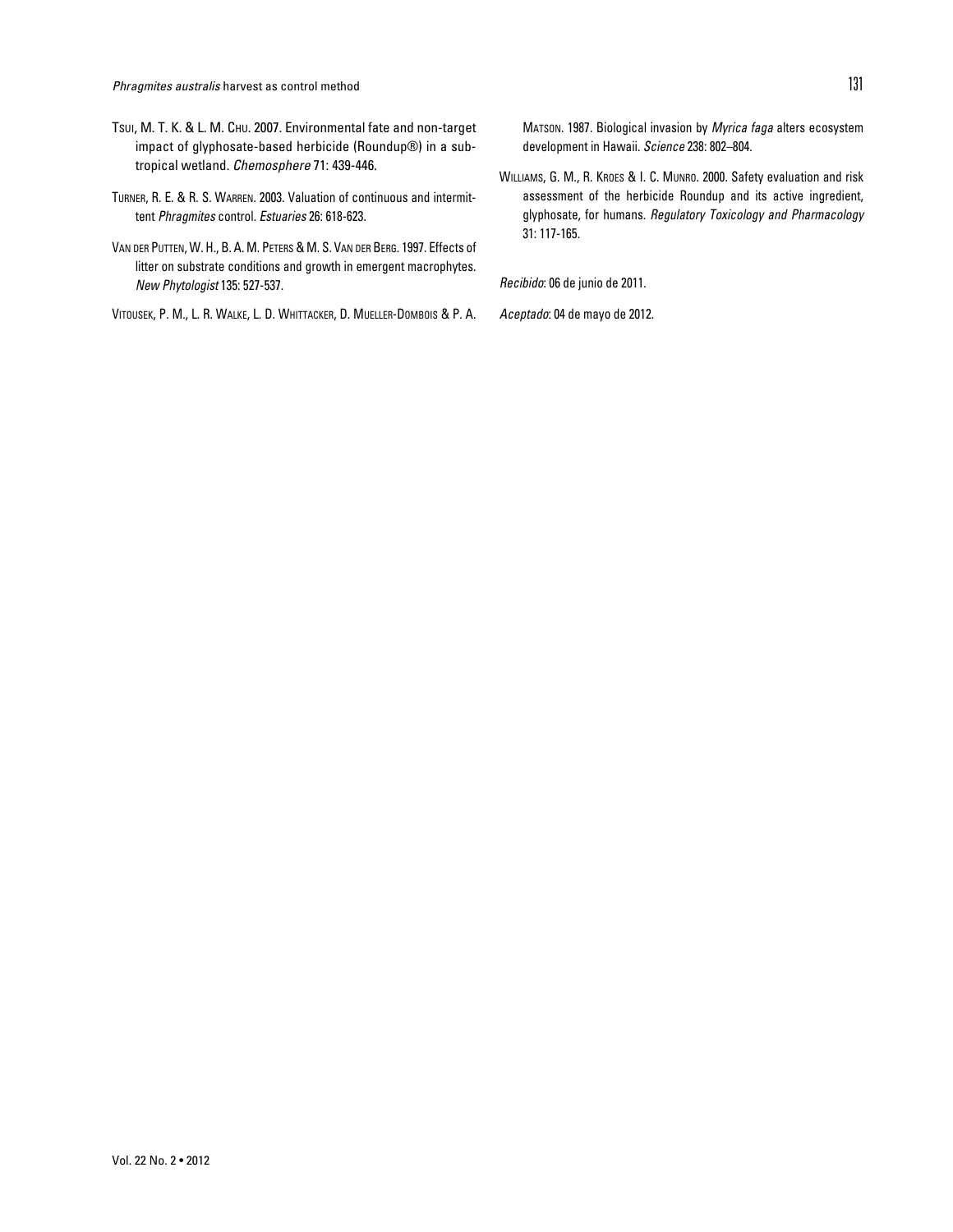Tsui, M. T. K. & L. M. Chu. 2007. Environmental fate and non-target impact of glyphosate-based herbicide (Roundup®) in a subtropical wetland. *Chemosphere* 71: 439-446.

Turner, R. E. & R. S. Warren. 2003. Valuation of continuous and intermittent *Phragmites* control. *Estuaries* 26: 618-623.

Van der Putten, W. H., B. A. M. Peters & M. S. Van der Berg. 1997. Effects of litter on substrate conditions and growth in emergent macrophytes. *New Phytologist* 135: 527-537.

Vitousek, P. M., L. R. Walke, L. D. Whittacker, D. Mueller-Dombois & P. A. Matson. 1987. Biological invasion by *Myrica faga* alters ecosystem development in Hawaii. *Science* 238: 802–804.

Williams, G. M., R. Kroes & I. C. Munro. 2000. Safety evaluation and risk assessment of the herbicide Roundup and its active ingredient, glyphosate, for humans. *Regulatory Toxicology and Pharmacology* 31: 117-165.

*Recibido*: 06 de junio de 2011.

*Aceptado*: 04 de mayo de 2012.